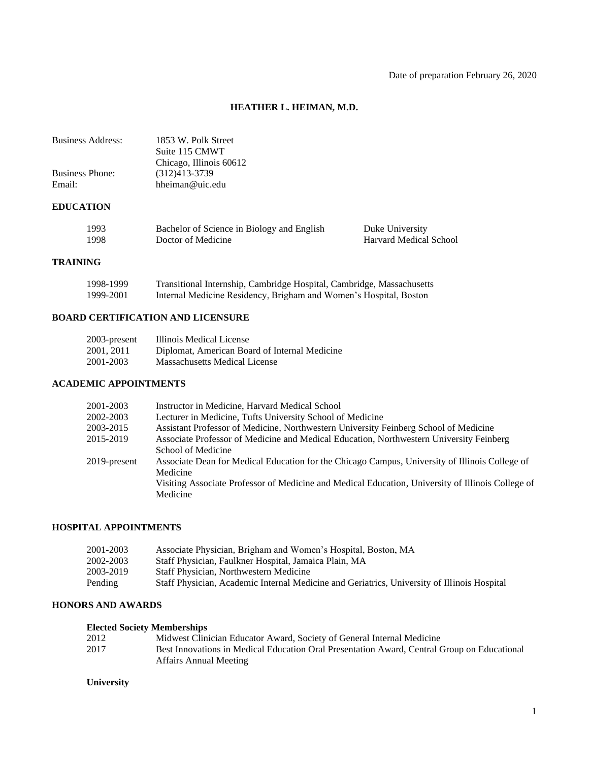Date of preparation February 26, 2020

# HEATHER L. HEIMAN, M.D.

| | |
|---|---|
| Business Address: | 1853 W. Polk Street<br>Suite 115 CMWT<br>Chicago, Illinois 60612 |
| Business Phone: | (312)413-3739 |
| Email: | hheiman@uic.edu |

## EDUCATION

| | | |
|---|---|---|
| 1993 | Bachelor of Science in Biology and English | Duke University |
| 1998 | Doctor of Medicine | Harvard Medical School |

## TRAINING

| | |
|---|---|
| 1998-1999 | Transitional Internship, Cambridge Hospital, Cambridge, Massachusetts |
| 1999-2001 | Internal Medicine Residency, Brigham and Women's Hospital, Boston |

## BOARD CERTIFICATION AND LICENSURE

| | |
|---|---|
| 2003-present | Illinois Medical License |
| 2001, 2011 | Diplomat, American Board of Internal Medicine |
| 2001-2003 | Massachusetts Medical License |

## ACADEMIC APPOINTMENTS

| | |
|---|---|
| 2001-2003 | Instructor in Medicine, Harvard Medical School |
| 2002-2003 | Lecturer in Medicine, Tufts University School of Medicine |
| 2003-2015 | Assistant Professor of Medicine, Northwestern University Feinberg School of Medicine |
| 2015-2019 | Associate Professor of Medicine and Medical Education, Northwestern University Feinberg School of Medicine |
| 2019-present | Associate Dean for Medical Education for the Chicago Campus, University of Illinois College of Medicine<br>Visiting Associate Professor of Medicine and Medical Education, University of Illinois College of Medicine |

## HOSPITAL APPOINTMENTS

| | |
|---|---|
| 2001-2003 | Associate Physician, Brigham and Women's Hospital, Boston, MA |
| 2002-2003 | Staff Physician, Faulkner Hospital, Jamaica Plain, MA |
| 2003-2019 | Staff Physician, Northwestern Medicine |
| Pending | Staff Physician, Academic Internal Medicine and Geriatrics, University of Illinois Hospital |

## HONORS AND AWARDS

### Elected Society Memberships

| | |
|---|---|
| 2012 | Midwest Clinician Educator Award, Society of General Internal Medicine |
| 2017 | Best Innovations in Medical Education Oral Presentation Award, Central Group on Educational Affairs Annual Meeting |

### University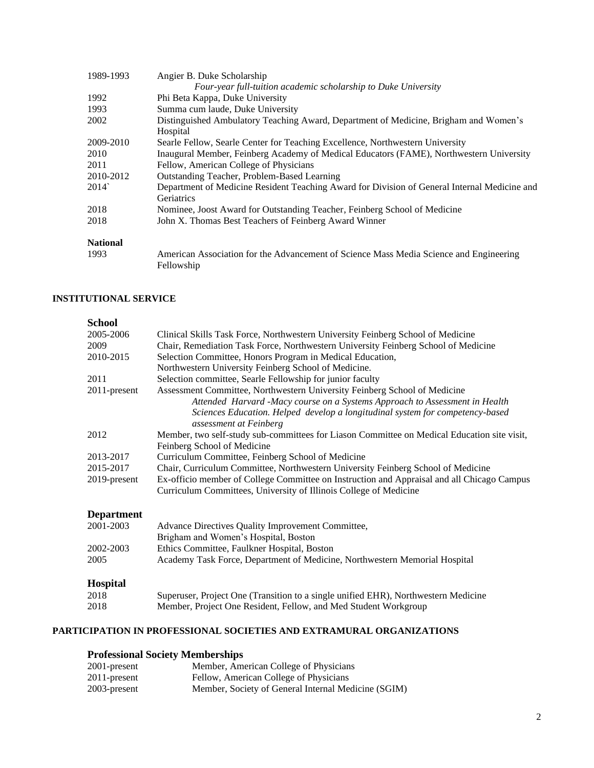| | |
|---|---|
| 1989-1993 | Angier B. Duke Scholarship<br>*Four-year full-tuition academic scholarship to Duke University* |
| 1992 | Phi Beta Kappa, Duke University |
| 1993 | Summa cum laude, Duke University |
| 2002 | Distinguished Ambulatory Teaching Award, Department of Medicine, Brigham and Women's Hospital |
| 2009-2010 | Searle Fellow, Searle Center for Teaching Excellence, Northwestern University |
| 2010 | Inaugural Member, Feinberg Academy of Medical Educators (FAME), Northwestern University |
| 2011 | Fellow, American College of Physicians |
| 2010-2012 | Outstanding Teacher, Problem-Based Learning |
| 2014` | Department of Medicine Resident Teaching Award for Division of General Internal Medicine and Geriatrics |
| 2018 | Nominee, Joost Award for Outstanding Teacher, Feinberg School of Medicine |
| 2018 | John X. Thomas Best Teachers of Feinberg Award Winner |

**National**

| | |
|---|---|
| 1993 | American Association for the Advancement of Science Mass Media Science and Engineering Fellowship |

## INSTITUTIONAL SERVICE

### School

| | |
|---|---|
| 2005-2006 | Clinical Skills Task Force, Northwestern University Feinberg School of Medicine |
| 2009 | Chair, Remediation Task Force, Northwestern University Feinberg School of Medicine |
| 2010-2015 | Selection Committee, Honors Program in Medical Education,<br>Northwestern University Feinberg School of Medicine. |
| 2011 | Selection committee, Searle Fellowship for junior faculty |
| 2011-present | Assessment Committee, Northwestern University Feinberg School of Medicine<br>*Attended Harvard -Macy course on a Systems Approach to Assessment in Health Sciences Education. Helped develop a longitudinal system for competency-based assessment at Feinberg* |
| 2012 | Member, two self-study sub-committees for Liason Committee on Medical Education site visit, Feinberg School of Medicine |
| 2013-2017 | Curriculum Committee, Feinberg School of Medicine |
| 2015-2017 | Chair, Curriculum Committee, Northwestern University Feinberg School of Medicine |
| 2019-present | Ex-officio member of College Committee on Instruction and Appraisal and all Chicago Campus Curriculum Committees, University of Illinois College of Medicine |

### Department

| | |
|---|---|
| 2001-2003 | Advance Directives Quality Improvement Committee,<br>Brigham and Women's Hospital, Boston |
| 2002-2003 | Ethics Committee, Faulkner Hospital, Boston |
| 2005 | Academy Task Force, Department of Medicine, Northwestern Memorial Hospital |

### Hospital

| | |
|---|---|
| 2018 | Superuser, Project One (Transition to a single unified EHR), Northwestern Medicine |
| 2018 | Member, Project One Resident, Fellow, and Med Student Workgroup |

## PARTICIPATION IN PROFESSIONAL SOCIETIES AND EXTRAMURAL ORGANIZATIONS

### Professional Society Memberships

| | |
|---|---|
| 2001-present | Member, American College of Physicians |
| 2011-present | Fellow, American College of Physicians |
| 2003-present | Member, Society of General Internal Medicine (SGIM) |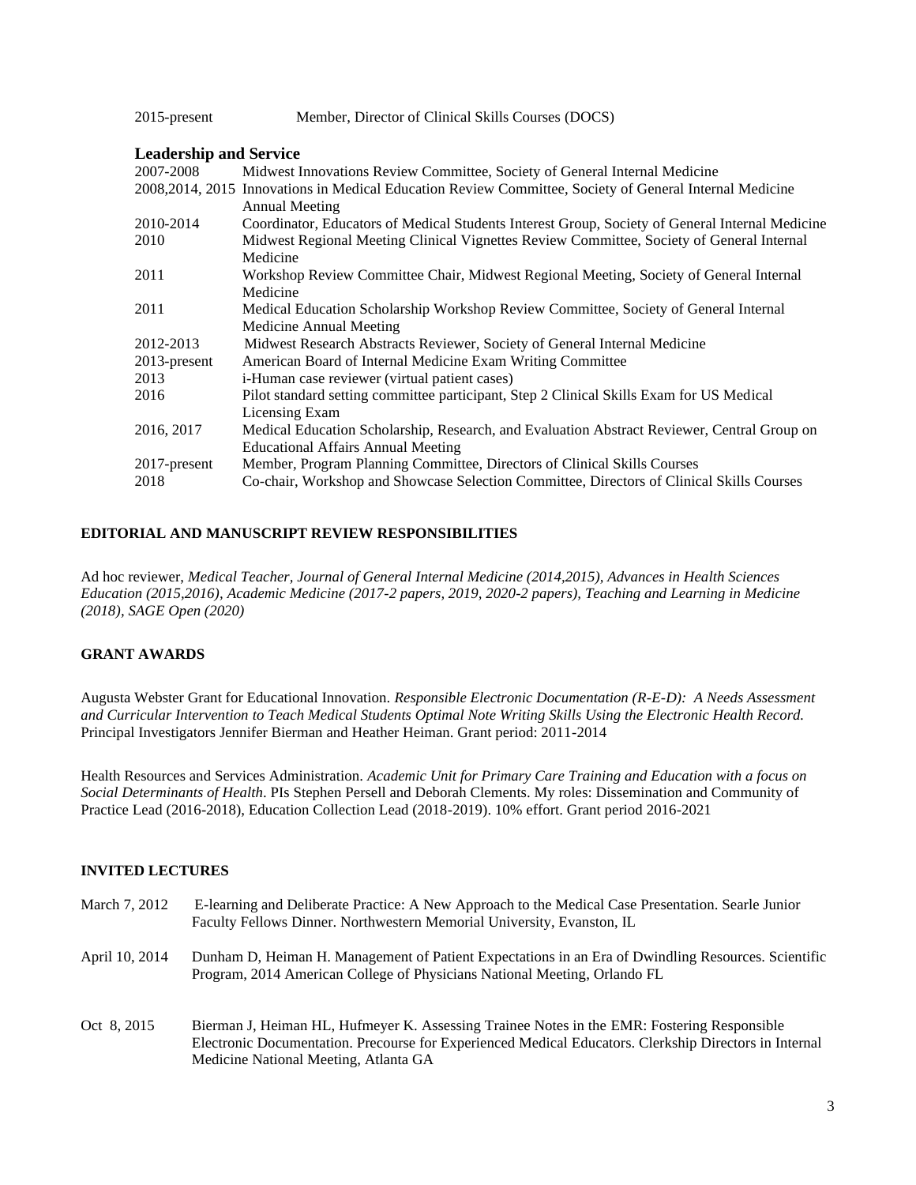| | |
|---|---|
| 2015-present | Member, Director of Clinical Skills Courses (DOCS) |

### Leadership and Service

| | |
|---|---|
| 2007-2008 | Midwest Innovations Review Committee, Society of General Internal Medicine |
| 2008,2014, 2015 | Innovations in Medical Education Review Committee, Society of General Internal Medicine Annual Meeting |
| 2010-2014 | Coordinator, Educators of Medical Students Interest Group, Society of General Internal Medicine |
| 2010 | Midwest Regional Meeting Clinical Vignettes Review Committee, Society of General Internal Medicine |
| 2011 | Workshop Review Committee Chair, Midwest Regional Meeting, Society of General Internal Medicine |
| 2011 | Medical Education Scholarship Workshop Review Committee, Society of General Internal Medicine Annual Meeting |
| 2012-2013 | Midwest Research Abstracts Reviewer, Society of General Internal Medicine |
| 2013-present | American Board of Internal Medicine Exam Writing Committee |
| 2013 | i-Human case reviewer (virtual patient cases) |
| 2016 | Pilot standard setting committee participant, Step 2 Clinical Skills Exam for US Medical Licensing Exam |
| 2016, 2017 | Medical Education Scholarship, Research, and Evaluation Abstract Reviewer, Central Group on Educational Affairs Annual Meeting |
| 2017-present | Member, Program Planning Committee, Directors of Clinical Skills Courses |
| 2018 | Co-chair, Workshop and Showcase Selection Committee, Directors of Clinical Skills Courses |

## EDITORIAL AND MANUSCRIPT REVIEW RESPONSIBILITIES

Ad hoc reviewer, *Medical Teacher, Journal of General Internal Medicine (2014,2015), Advances in Health Sciences Education (2015,2016), Academic Medicine (2017-2 papers, 2019, 2020-2 papers), Teaching and Learning in Medicine (2018), SAGE Open (2020)*

## GRANT AWARDS

Augusta Webster Grant for Educational Innovation. *Responsible Electronic Documentation (R-E-D): A Needs Assessment and Curricular Intervention to Teach Medical Students Optimal Note Writing Skills Using the Electronic Health Record.* Principal Investigators Jennifer Bierman and Heather Heiman. Grant period: 2011-2014

Health Resources and Services Administration. *Academic Unit for Primary Care Training and Education with a focus on Social Determinants of Health*. PIs Stephen Persell and Deborah Clements. My roles: Dissemination and Community of Practice Lead (2016-2018), Education Collection Lead (2018-2019). 10% effort. Grant period 2016-2021

## INVITED LECTURES

| | |
|---|---|
| March 7, 2012 | E-learning and Deliberate Practice: A New Approach to the Medical Case Presentation. Searle Junior Faculty Fellows Dinner. Northwestern Memorial University, Evanston, IL |
| April 10, 2014 | Dunham D, Heiman H. Management of Patient Expectations in an Era of Dwindling Resources. Scientific Program, 2014 American College of Physicians National Meeting, Orlando FL |
| Oct 8, 2015 | Bierman J, Heiman HL, Hufmeyer K. Assessing Trainee Notes in the EMR: Fostering Responsible Electronic Documentation. Precourse for Experienced Medical Educators. Clerkship Directors in Internal Medicine National Meeting, Atlanta GA |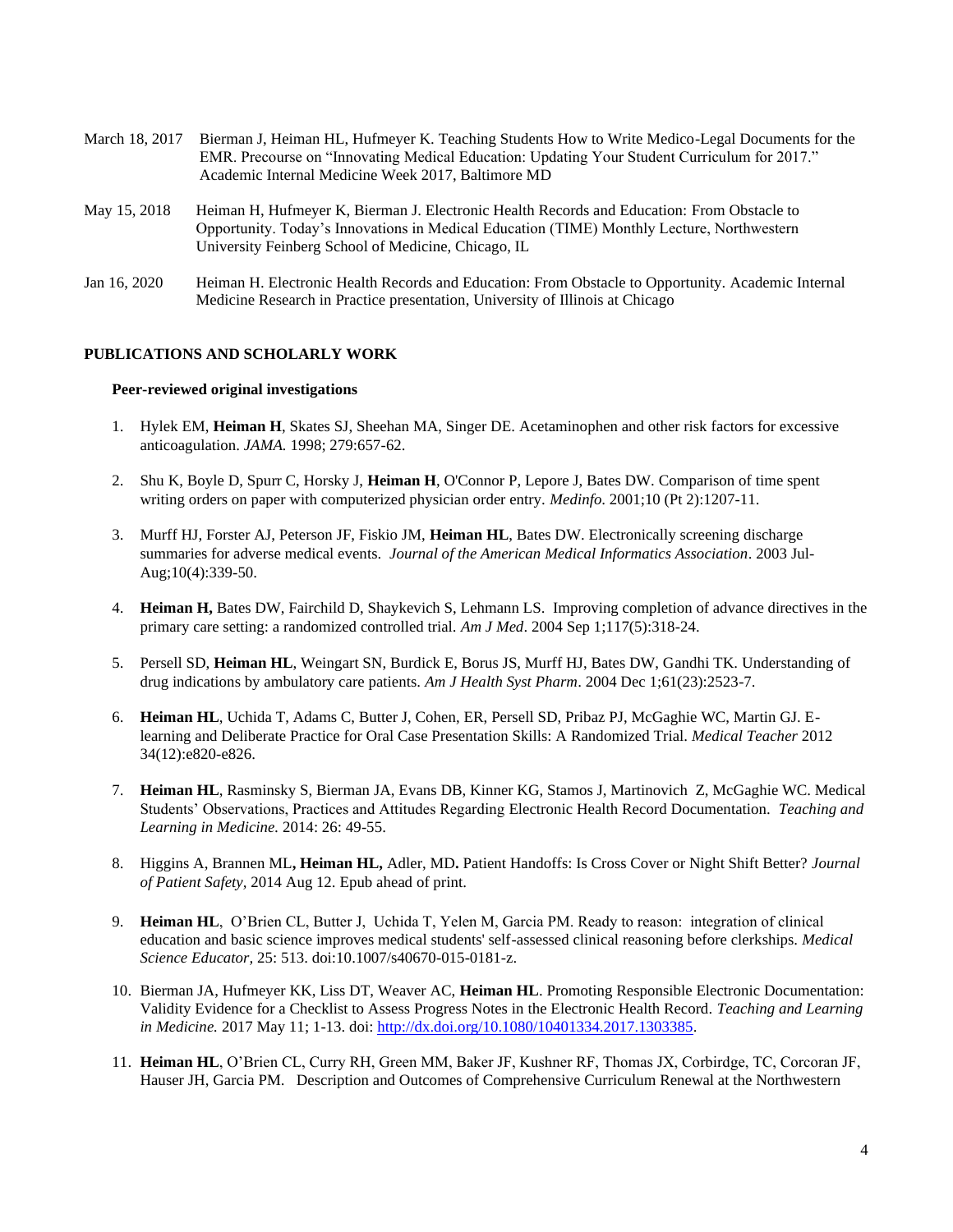March 18, 2017 Bierman J, Heiman HL, Hufmeyer K. Teaching Students How to Write Medico-Legal Documents for the EMR. Precourse on "Innovating Medical Education: Updating Your Student Curriculum for 2017." Academic Internal Medicine Week 2017, Baltimore MD

May 15, 2018 Heiman H, Hufmeyer K, Bierman J. Electronic Health Records and Education: From Obstacle to Opportunity. Today's Innovations in Medical Education (TIME) Monthly Lecture, Northwestern University Feinberg School of Medicine, Chicago, IL

Jan 16, 2020 Heiman H. Electronic Health Records and Education: From Obstacle to Opportunity. Academic Internal Medicine Research in Practice presentation, University of Illinois at Chicago

## PUBLICATIONS AND SCHOLARLY WORK

### Peer-reviewed original investigations

1. Hylek EM, **Heiman H**, Skates SJ, Sheehan MA, Singer DE. Acetaminophen and other risk factors for excessive anticoagulation. *JAMA.* 1998; 279:657-62.

2. Shu K, Boyle D, Spurr C, Horsky J, **Heiman H**, O'Connor P, Lepore J, Bates DW. Comparison of time spent writing orders on paper with computerized physician order entry. *Medinfo.* 2001;10 (Pt 2):1207-11.

3. Murff HJ, Forster AJ, Peterson JF, Fiskio JM, **Heiman HL**, Bates DW. Electronically screening discharge summaries for adverse medical events. *Journal of the American Medical Informatics Association*. 2003 Jul-Aug;10(4):339-50.

4. **Heiman H,** Bates DW, Fairchild D, Shaykevich S, Lehmann LS. Improving completion of advance directives in the primary care setting: a randomized controlled trial. *Am J Med*. 2004 Sep 1;117(5):318-24.

5. Persell SD, **Heiman HL**, Weingart SN, Burdick E, Borus JS, Murff HJ, Bates DW, Gandhi TK. Understanding of drug indications by ambulatory care patients. *Am J Health Syst Pharm*. 2004 Dec 1;61(23):2523-7.

6. **Heiman HL**, Uchida T, Adams C, Butter J, Cohen, ER, Persell SD, Pribaz PJ, McGaghie WC, Martin GJ. E-learning and Deliberate Practice for Oral Case Presentation Skills: A Randomized Trial. *Medical Teacher* 2012 34(12):e820-e826.

7. **Heiman HL**, Rasminsky S, Bierman JA, Evans DB, Kinner KG, Stamos J, Martinovich Z, McGaghie WC. Medical Students' Observations, Practices and Attitudes Regarding Electronic Health Record Documentation. *Teaching and Learning in Medicine.* 2014: 26: 49-55.

8. Higgins A, Brannen ML**, Heiman HL,** Adler, MD**.** Patient Handoffs: Is Cross Cover or Night Shift Better? *Journal of Patient Safety,* 2014 Aug 12. Epub ahead of print.

9. **Heiman HL**, O'Brien CL, Butter J, Uchida T, Yelen M, Garcia PM. Ready to reason: integration of clinical education and basic science improves medical students' self-assessed clinical reasoning before clerkships. *Medical Science Educator*, 25: 513. doi:10.1007/s40670-015-0181-z.

10. Bierman JA, Hufmeyer KK, Liss DT, Weaver AC, **Heiman HL**. Promoting Responsible Electronic Documentation: Validity Evidence for a Checklist to Assess Progress Notes in the Electronic Health Record. *Teaching and Learning in Medicine.* 2017 May 11; 1-13. doi: http://dx.doi.org/10.1080/10401334.2017.1303385.

11. **Heiman HL**, O'Brien CL, Curry RH, Green MM, Baker JF, Kushner RF, Thomas JX, Corbirdge, TC, Corcoran JF, Hauser JH, Garcia PM. Description and Outcomes of Comprehensive Curriculum Renewal at the Northwestern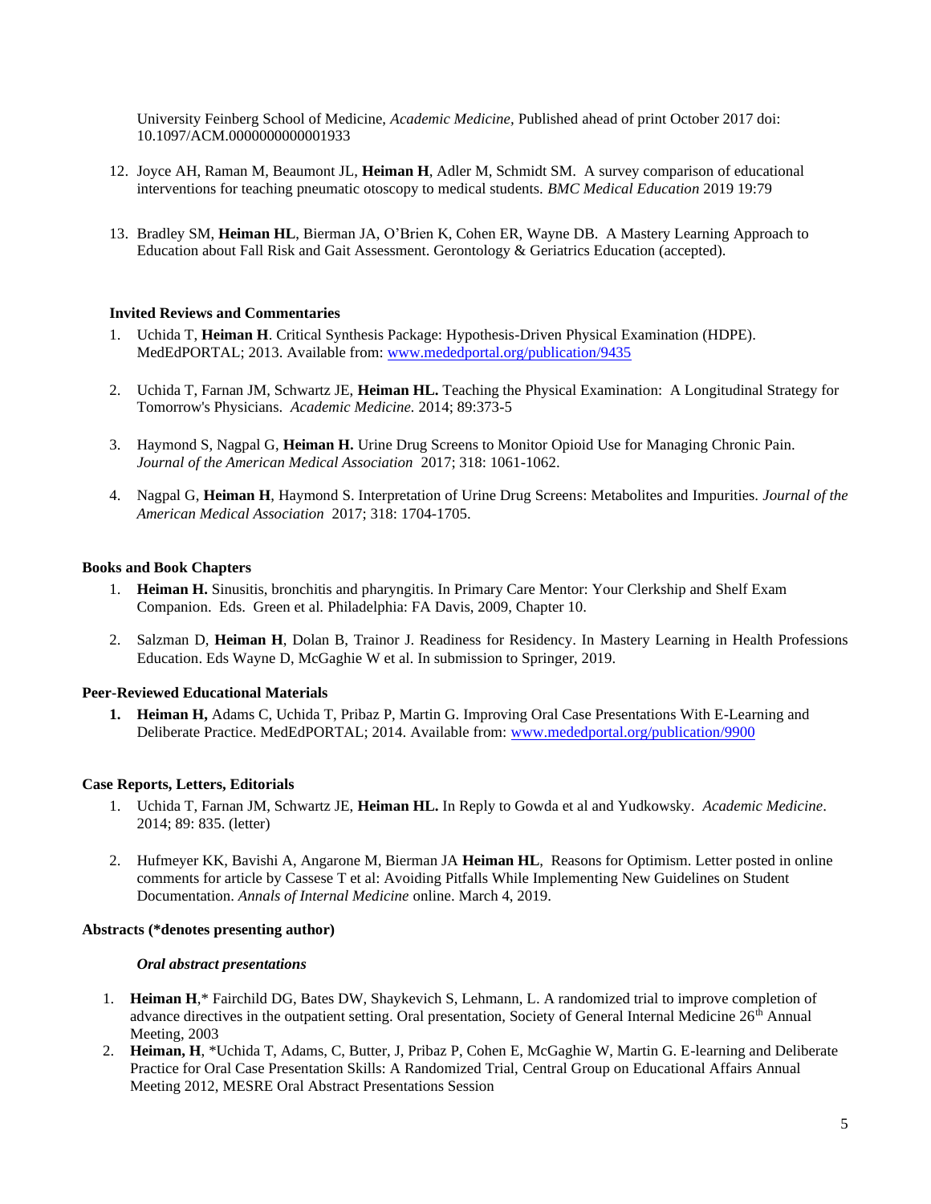University Feinberg School of Medicine, *Academic Medicine,* Published ahead of print October 2017 doi: 10.1097/ACM.0000000000001933

12. Joyce AH, Raman M, Beaumont JL, **Heiman H**, Adler M, Schmidt SM. A survey comparison of educational interventions for teaching pneumatic otoscopy to medical students. *BMC Medical Education* 2019 19:79

13. Bradley SM, **Heiman HL**, Bierman JA, O'Brien K, Cohen ER, Wayne DB. A Mastery Learning Approach to Education about Fall Risk and Gait Assessment. Gerontology & Geriatrics Education (accepted).

**Invited Reviews and Commentaries**

1. Uchida T, **Heiman H**. Critical Synthesis Package: Hypothesis-Driven Physical Examination (HDPE). MedEdPORTAL; 2013. Available from: [www.mededportal.org/publication/9435](www.mededportal.org/publication/9435)

2. Uchida T, Farnan JM, Schwartz JE, **Heiman HL.** Teaching the Physical Examination: A Longitudinal Strategy for Tomorrow's Physicians. *Academic Medicine.* 2014; 89:373-5

3. Haymond S, Nagpal G, **Heiman H.** Urine Drug Screens to Monitor Opioid Use for Managing Chronic Pain. *Journal of the American Medical Association* 2017; 318: 1061-1062.

4. Nagpal G, **Heiman H**, Haymond S. Interpretation of Urine Drug Screens: Metabolites and Impurities. *Journal of the American Medical Association* 2017; 318: 1704-1705.

**Books and Book Chapters**

1. **Heiman H.** Sinusitis, bronchitis and pharyngitis. In Primary Care Mentor: Your Clerkship and Shelf Exam Companion. Eds. Green et al. Philadelphia: FA Davis, 2009, Chapter 10.

2. Salzman D, **Heiman H**, Dolan B, Trainor J. Readiness for Residency. In Mastery Learning in Health Professions Education. Eds Wayne D, McGaghie W et al. In submission to Springer, 2019.

**Peer-Reviewed Educational Materials**

1. **Heiman H,** Adams C, Uchida T, Pribaz P, Martin G. Improving Oral Case Presentations With E-Learning and Deliberate Practice. MedEdPORTAL; 2014. Available from: [www.mededportal.org/publication/9900](www.mededportal.org/publication/9900)

**Case Reports, Letters, Editorials**

1. Uchida T, Farnan JM, Schwartz JE, **Heiman HL.** In Reply to Gowda et al and Yudkowsky. *Academic Medicine*. 2014; 89: 835. (letter)

2. Hufmeyer KK, Bavishi A, Angarone M, Bierman JA **Heiman HL**, Reasons for Optimism. Letter posted in online comments for article by Cassese T et al: Avoiding Pitfalls While Implementing New Guidelines on Student Documentation. *Annals of Internal Medicine* online. March 4, 2019.

**Abstracts (*denotes presenting author)**

***Oral abstract presentations***

1. **Heiman H**,* Fairchild DG, Bates DW, Shaykevich S, Lehmann, L. A randomized trial to improve completion of advance directives in the outpatient setting. Oral presentation, Society of General Internal Medicine 26th Annual Meeting, 2003
2. **Heiman, H**, *Uchida T, Adams, C, Butter, J, Pribaz P, Cohen E, McGaghie W, Martin G. E-learning and Deliberate Practice for Oral Case Presentation Skills: A Randomized Trial, Central Group on Educational Affairs Annual Meeting 2012, MESRE Oral Abstract Presentations Session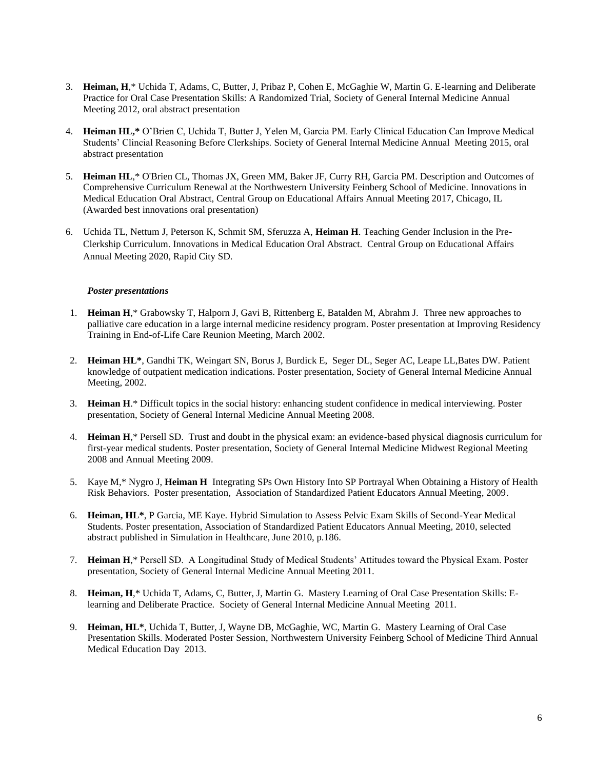3. **Heiman, H**,* Uchida T, Adams, C, Butter, J, Pribaz P, Cohen E, McGaghie W, Martin G. E-learning and Deliberate Practice for Oral Case Presentation Skills: A Randomized Trial, Society of General Internal Medicine Annual Meeting 2012, oral abstract presentation

4. **Heiman HL,*** O'Brien C, Uchida T, Butter J, Yelen M, Garcia PM. Early Clinical Education Can Improve Medical Students' Clincial Reasoning Before Clerkships. Society of General Internal Medicine Annual Meeting 2015, oral abstract presentation

5. **Heiman HL**,* O'Brien CL, Thomas JX, Green MM, Baker JF, Curry RH, Garcia PM. Description and Outcomes of Comprehensive Curriculum Renewal at the Northwestern University Feinberg School of Medicine. Innovations in Medical Education Oral Abstract, Central Group on Educational Affairs Annual Meeting 2017, Chicago, IL (Awarded best innovations oral presentation)

6. Uchida TL, Nettum J, Peterson K, Schmit SM, Sferuzza A, **Heiman H**. Teaching Gender Inclusion in the Pre-Clerkship Curriculum. Innovations in Medical Education Oral Abstract. Central Group on Educational Affairs Annual Meeting 2020, Rapid City SD.

***Poster presentations***

1. **Heiman H**,* Grabowsky T, Halporn J, Gavi B, Rittenberg E, Batalden M, Abrahm J. Three new approaches to palliative care education in a large internal medicine residency program. Poster presentation at Improving Residency Training in End-of-Life Care Reunion Meeting, March 2002.

2. **Heiman HL***, Gandhi TK, Weingart SN, Borus J, Burdick E, Seger DL, Seger AC, Leape LL,Bates DW. Patient knowledge of outpatient medication indications. Poster presentation, Society of General Internal Medicine Annual Meeting, 2002.

3. **Heiman H**.* Difficult topics in the social history: enhancing student confidence in medical interviewing. Poster presentation, Society of General Internal Medicine Annual Meeting 2008.

4. **Heiman H**,* Persell SD. Trust and doubt in the physical exam: an evidence-based physical diagnosis curriculum for first-year medical students. Poster presentation, Society of General Internal Medicine Midwest Regional Meeting 2008 and Annual Meeting 2009.

5. Kaye M,* Nygro J, **Heiman H** Integrating SPs Own History Into SP Portrayal When Obtaining a History of Health Risk Behaviors. Poster presentation, Association of Standardized Patient Educators Annual Meeting, 2009.

6. **Heiman, HL***, P Garcia, ME Kaye. Hybrid Simulation to Assess Pelvic Exam Skills of Second-Year Medical Students. Poster presentation, Association of Standardized Patient Educators Annual Meeting, 2010, selected abstract published in Simulation in Healthcare, June 2010, p.186.

7. **Heiman H**,* Persell SD. A Longitudinal Study of Medical Students' Attitudes toward the Physical Exam. Poster presentation, Society of General Internal Medicine Annual Meeting 2011.

8. **Heiman, H**,* Uchida T, Adams, C, Butter, J, Martin G. Mastery Learning of Oral Case Presentation Skills: E-learning and Deliberate Practice. Society of General Internal Medicine Annual Meeting 2011.

9. **Heiman, HL***, Uchida T, Butter, J, Wayne DB, McGaghie, WC, Martin G. Mastery Learning of Oral Case Presentation Skills. Moderated Poster Session, Northwestern University Feinberg School of Medicine Third Annual Medical Education Day 2013.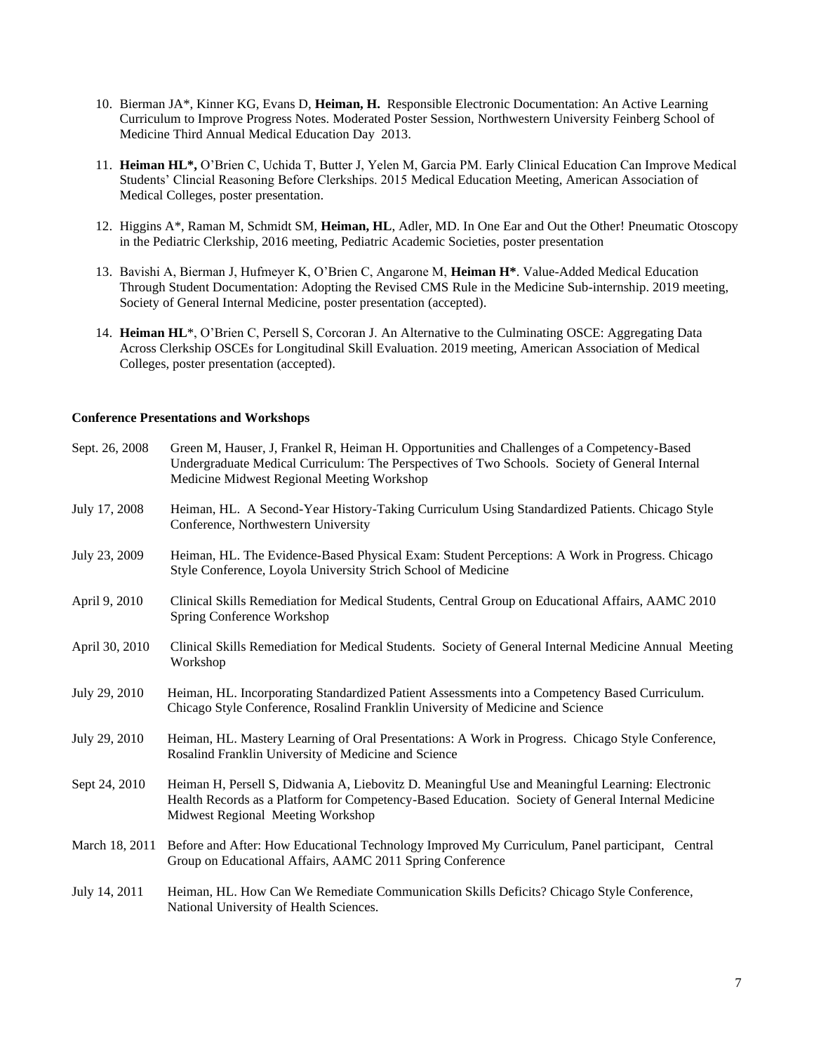10. Bierman JA*, Kinner KG, Evans D, **Heiman, H.** Responsible Electronic Documentation: An Active Learning Curriculum to Improve Progress Notes. Moderated Poster Session, Northwestern University Feinberg School of Medicine Third Annual Medical Education Day 2013.

11. **Heiman HL*,** O'Brien C, Uchida T, Butter J, Yelen M, Garcia PM. Early Clinical Education Can Improve Medical Students' Clincial Reasoning Before Clerkships. 2015 Medical Education Meeting, American Association of Medical Colleges, poster presentation.

12. Higgins A*, Raman M, Schmidt SM, **Heiman, HL**, Adler, MD. In One Ear and Out the Other! Pneumatic Otoscopy in the Pediatric Clerkship, 2016 meeting, Pediatric Academic Societies, poster presentation

13. Bavishi A, Bierman J, Hufmeyer K, O'Brien C, Angarone M, **Heiman H***. Value-Added Medical Education Through Student Documentation: Adopting the Revised CMS Rule in the Medicine Sub-internship. 2019 meeting, Society of General Internal Medicine, poster presentation (accepted).

14. **Heiman HL***, O'Brien C, Persell S, Corcoran J. An Alternative to the Culminating OSCE: Aggregating Data Across Clerkship OSCEs for Longitudinal Skill Evaluation. 2019 meeting, American Association of Medical Colleges, poster presentation (accepted).

**Conference Presentations and Workshops**

Sept. 26, 2008 Green M, Hauser, J, Frankel R, Heiman H. Opportunities and Challenges of a Competency-Based Undergraduate Medical Curriculum: The Perspectives of Two Schools. Society of General Internal Medicine Midwest Regional Meeting Workshop

July 17, 2008 Heiman, HL. A Second-Year History-Taking Curriculum Using Standardized Patients. Chicago Style Conference, Northwestern University

July 23, 2009 Heiman, HL. The Evidence-Based Physical Exam: Student Perceptions: A Work in Progress. Chicago Style Conference, Loyola University Strich School of Medicine

April 9, 2010 Clinical Skills Remediation for Medical Students, Central Group on Educational Affairs, AAMC 2010 Spring Conference Workshop

April 30, 2010 Clinical Skills Remediation for Medical Students. Society of General Internal Medicine Annual Meeting Workshop

July 29, 2010 Heiman, HL. Incorporating Standardized Patient Assessments into a Competency Based Curriculum. Chicago Style Conference, Rosalind Franklin University of Medicine and Science

July 29, 2010 Heiman, HL. Mastery Learning of Oral Presentations: A Work in Progress. Chicago Style Conference, Rosalind Franklin University of Medicine and Science

Sept 24, 2010 Heiman H, Persell S, Didwania A, Liebovitz D. Meaningful Use and Meaningful Learning: Electronic Health Records as a Platform for Competency-Based Education. Society of General Internal Medicine Midwest Regional Meeting Workshop

March 18, 2011 Before and After: How Educational Technology Improved My Curriculum, Panel participant, Central Group on Educational Affairs, AAMC 2011 Spring Conference

July 14, 2011 Heiman, HL. How Can We Remediate Communication Skills Deficits? Chicago Style Conference, National University of Health Sciences.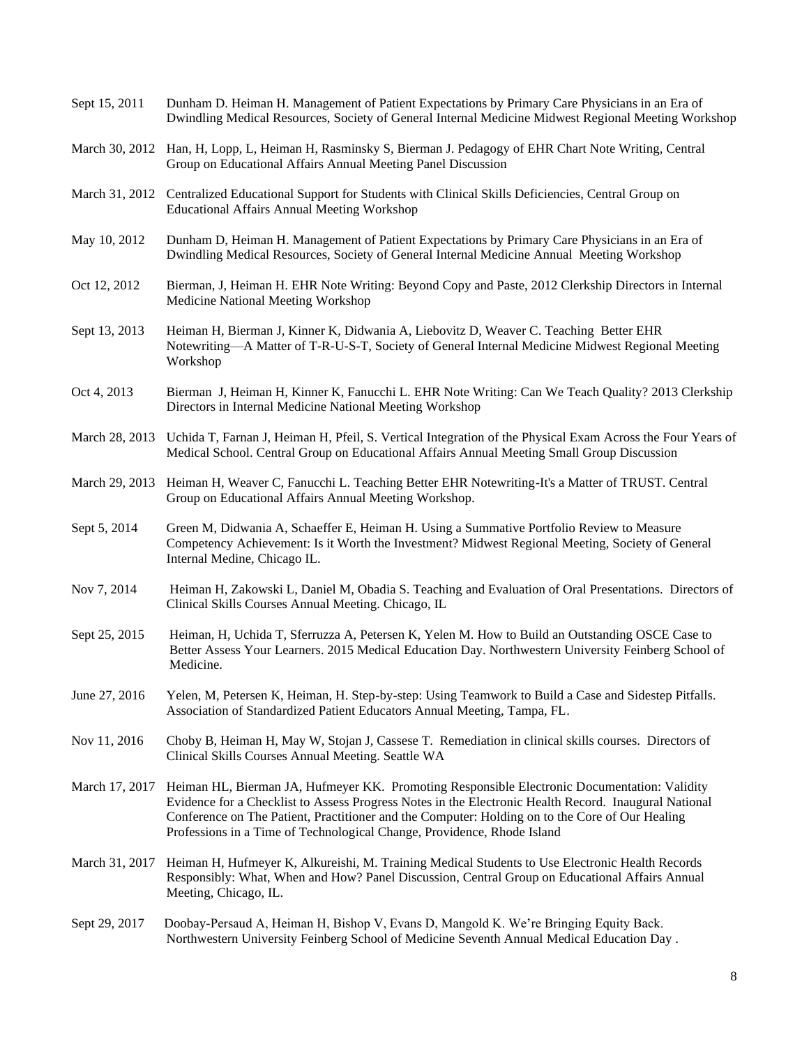Sept 15, 2011 Dunham D. Heiman H. Management of Patient Expectations by Primary Care Physicians in an Era of Dwindling Medical Resources, Society of General Internal Medicine Midwest Regional Meeting Workshop

March 30, 2012 Han, H, Lopp, L, Heiman H, Rasminsky S, Bierman J. Pedagogy of EHR Chart Note Writing, Central Group on Educational Affairs Annual Meeting Panel Discussion

March 31, 2012 Centralized Educational Support for Students with Clinical Skills Deficiencies, Central Group on Educational Affairs Annual Meeting Workshop

May 10, 2012 Dunham D, Heiman H. Management of Patient Expectations by Primary Care Physicians in an Era of Dwindling Medical Resources, Society of General Internal Medicine Annual Meeting Workshop

Oct 12, 2012 Bierman, J, Heiman H. EHR Note Writing: Beyond Copy and Paste, 2012 Clerkship Directors in Internal Medicine National Meeting Workshop

Sept 13, 2013 Heiman H, Bierman J, Kinner K, Didwania A, Liebovitz D, Weaver C. Teaching Better EHR Notewriting—A Matter of T-R-U-S-T, Society of General Internal Medicine Midwest Regional Meeting Workshop

Oct 4, 2013 Bierman J, Heiman H, Kinner K, Fanucchi L. EHR Note Writing: Can We Teach Quality? 2013 Clerkship Directors in Internal Medicine National Meeting Workshop

March 28, 2013 Uchida T, Farnan J, Heiman H, Pfeil, S. Vertical Integration of the Physical Exam Across the Four Years of Medical School. Central Group on Educational Affairs Annual Meeting Small Group Discussion

March 29, 2013 Heiman H, Weaver C, Fanucchi L. Teaching Better EHR Notewriting-It's a Matter of TRUST. Central Group on Educational Affairs Annual Meeting Workshop.

Sept 5, 2014 Green M, Didwania A, Schaeffer E, Heiman H. Using a Summative Portfolio Review to Measure Competency Achievement: Is it Worth the Investment? Midwest Regional Meeting, Society of General Internal Medine, Chicago IL.

Nov 7, 2014 Heiman H, Zakowski L, Daniel M, Obadia S. Teaching and Evaluation of Oral Presentations. Directors of Clinical Skills Courses Annual Meeting. Chicago, IL

Sept 25, 2015 Heiman, H, Uchida T, Sferruzza A, Petersen K, Yelen M. How to Build an Outstanding OSCE Case to Better Assess Your Learners. 2015 Medical Education Day. Northwestern University Feinberg School of Medicine.

June 27, 2016 Yelen, M, Petersen K, Heiman, H. Step-by-step: Using Teamwork to Build a Case and Sidestep Pitfalls. Association of Standardized Patient Educators Annual Meeting, Tampa, FL.

Nov 11, 2016 Choby B, Heiman H, May W, Stojan J, Cassese T. Remediation in clinical skills courses. Directors of Clinical Skills Courses Annual Meeting. Seattle WA

March 17, 2017 Heiman HL, Bierman JA, Hufmeyer KK. Promoting Responsible Electronic Documentation: Validity Evidence for a Checklist to Assess Progress Notes in the Electronic Health Record. Inaugural National Conference on The Patient, Practitioner and the Computer: Holding on to the Core of Our Healing Professions in a Time of Technological Change, Providence, Rhode Island

March 31, 2017 Heiman H, Hufmeyer K, Alkureishi, M. Training Medical Students to Use Electronic Health Records Responsibly: What, When and How? Panel Discussion, Central Group on Educational Affairs Annual Meeting, Chicago, IL.

Sept 29, 2017 Doobay-Persaud A, Heiman H, Bishop V, Evans D, Mangold K. We're Bringing Equity Back. Northwestern University Feinberg School of Medicine Seventh Annual Medical Education Day .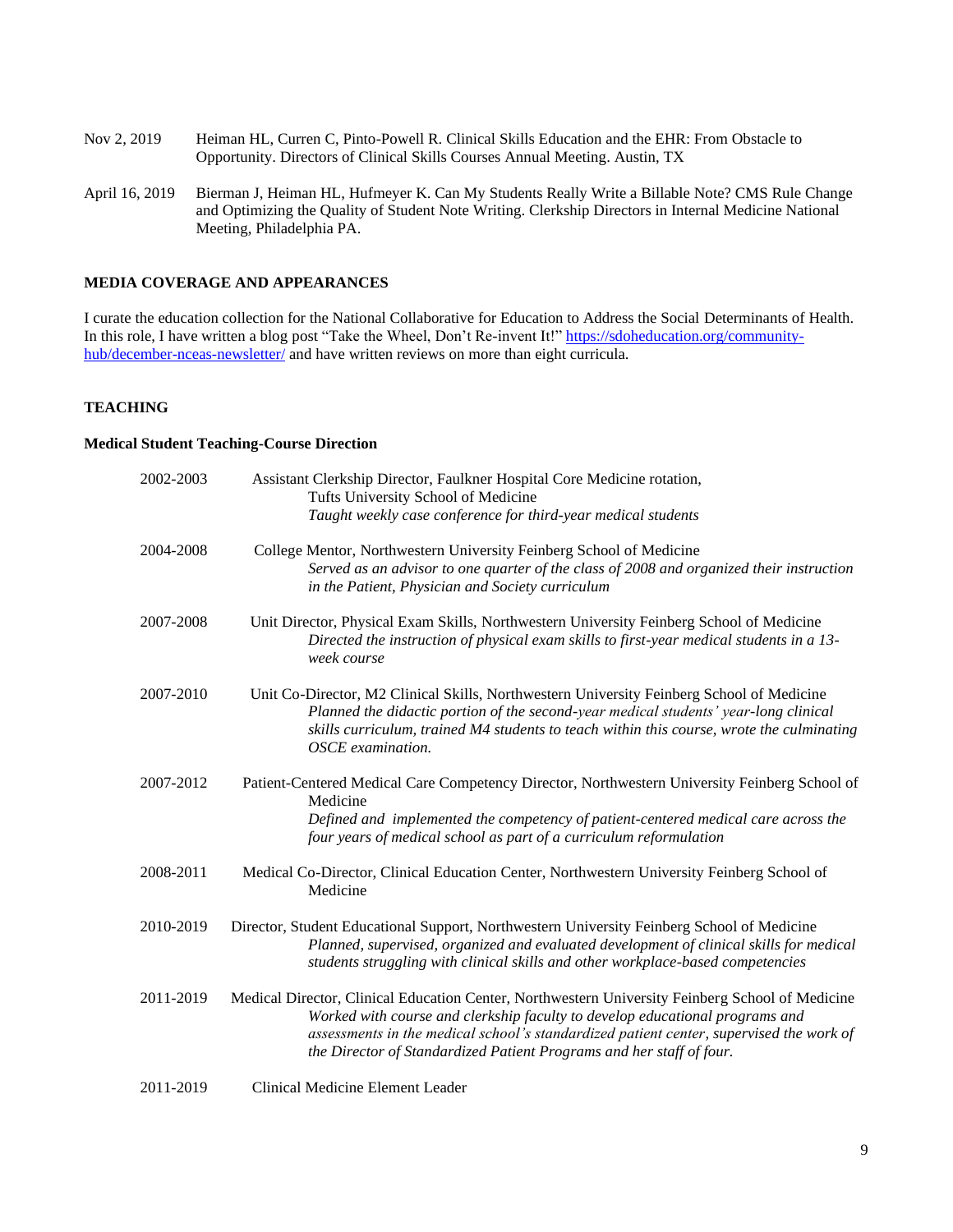Nov 2, 2019 Heiman HL, Curren C, Pinto-Powell R. Clinical Skills Education and the EHR: From Obstacle to Opportunity. Directors of Clinical Skills Courses Annual Meeting. Austin, TX

April 16, 2019 Bierman J, Heiman HL, Hufmeyer K. Can My Students Really Write a Billable Note? CMS Rule Change and Optimizing the Quality of Student Note Writing. Clerkship Directors in Internal Medicine National Meeting, Philadelphia PA.

## MEDIA COVERAGE AND APPEARANCES

I curate the education collection for the National Collaborative for Education to Address the Social Determinants of Health. In this role, I have written a blog post "Take the Wheel, Don't Re-invent It!" [https://sdoheducation.org/community-hub/december-nceas-newsletter/](https://sdoheducation.org/community-hub/december-nceas-newsletter/) and have written reviews on more than eight curricula.

## TEACHING

### Medical Student Teaching-Course Direction

2002-2003 Assistant Clerkship Director, Faulkner Hospital Core Medicine rotation, Tufts University School of Medicine
*Taught weekly case conference for third-year medical students*

2004-2008 College Mentor, Northwestern University Feinberg School of Medicine
*Served as an advisor to one quarter of the class of 2008 and organized their instruction in the Patient, Physician and Society curriculum*

2007-2008 Unit Director, Physical Exam Skills, Northwestern University Feinberg School of Medicine
*Directed the instruction of physical exam skills to first-year medical students in a 13-week course*

2007-2010 Unit Co-Director, M2 Clinical Skills, Northwestern University Feinberg School of Medicine
*Planned the didactic portion of the second-year medical students' year-long clinical skills curriculum, trained M4 students to teach within this course, wrote the culminating OSCE examination.*

2007-2012 Patient-Centered Medical Care Competency Director, Northwestern University Feinberg School of Medicine
*Defined and implemented the competency of patient-centered medical care across the four years of medical school as part of a curriculum reformulation*

2008-2011 Medical Co-Director, Clinical Education Center, Northwestern University Feinberg School of Medicine

2010-2019 Director, Student Educational Support, Northwestern University Feinberg School of Medicine
*Planned, supervised, organized and evaluated development of clinical skills for medical students struggling with clinical skills and other workplace-based competencies*

2011-2019 Medical Director, Clinical Education Center, Northwestern University Feinberg School of Medicine
*Worked with course and clerkship faculty to develop educational programs and assessments in the medical school's standardized patient center, supervised the work of the Director of Standardized Patient Programs and her staff of four.*

2011-2019 Clinical Medicine Element Leader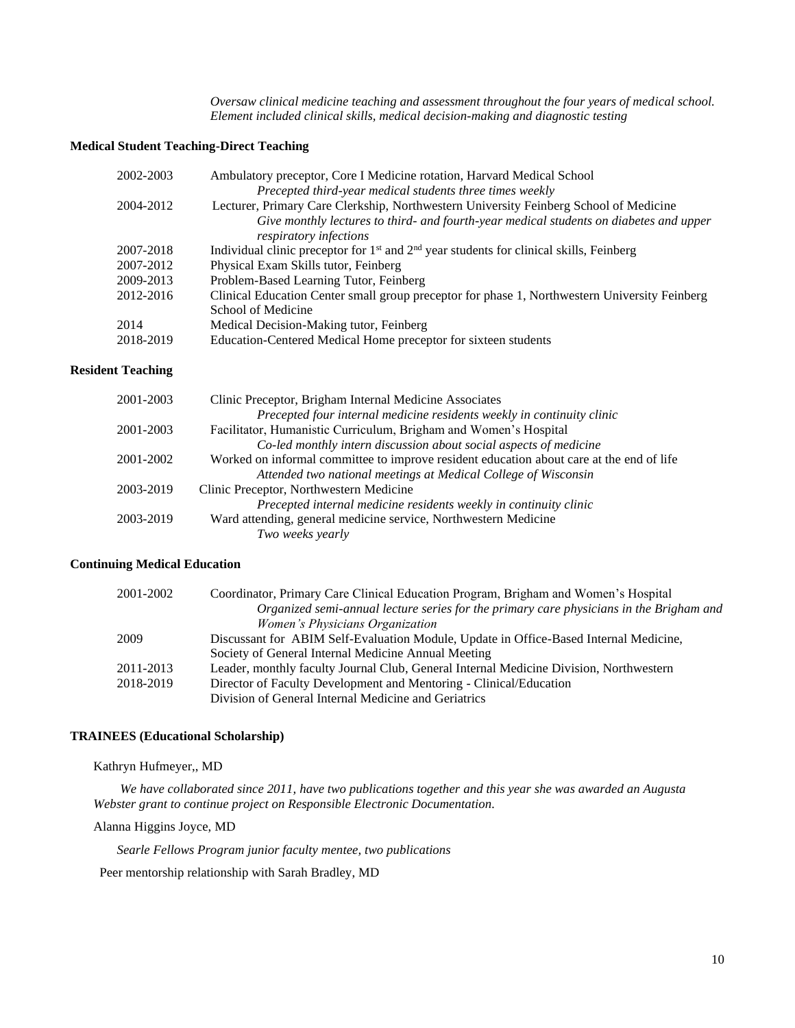*Oversaw clinical medicine teaching and assessment throughout the four years of medical school. Element included clinical skills, medical decision-making and diagnostic testing*

**Medical Student Teaching-Direct Teaching**

| | |
|---|---|
| 2002-2003 | Ambulatory preceptor, Core I Medicine rotation, Harvard Medical School<br>*Precepted third-year medical students three times weekly* |
| 2004-2012 | Lecturer, Primary Care Clerkship, Northwestern University Feinberg School of Medicine<br>*Give monthly lectures to third- and fourth-year medical students on diabetes and upper respiratory infections* |
| 2007-2018 | Individual clinic preceptor for 1st and 2nd year students for clinical skills, Feinberg |
| 2007-2012 | Physical Exam Skills tutor, Feinberg |
| 2009-2013 | Problem-Based Learning Tutor, Feinberg |
| 2012-2016 | Clinical Education Center small group preceptor for phase 1, Northwestern University Feinberg School of Medicine |
| 2014 | Medical Decision-Making tutor, Feinberg |
| 2018-2019 | Education-Centered Medical Home preceptor for sixteen students |

**Resident Teaching**

| | |
|---|---|
| 2001-2003 | Clinic Preceptor, Brigham Internal Medicine Associates<br>*Precepted four internal medicine residents weekly in continuity clinic* |
| 2001-2003 | Facilitator, Humanistic Curriculum, Brigham and Women's Hospital<br>*Co-led monthly intern discussion about social aspects of medicine* |
| 2001-2002 | Worked on informal committee to improve resident education about care at the end of life<br>*Attended two national meetings at Medical College of Wisconsin* |
| 2003-2019 | Clinic Preceptor, Northwestern Medicine<br>*Precepted internal medicine residents weekly in continuity clinic* |
| 2003-2019 | Ward attending, general medicine service, Northwestern Medicine<br>*Two weeks yearly* |

**Continuing Medical Education**

| | |
|---|---|
| 2001-2002 | Coordinator, Primary Care Clinical Education Program, Brigham and Women's Hospital<br>*Organized semi-annual lecture series for the primary care physicians in the Brigham and Women's Physicians Organization* |
| 2009 | Discussant for ABIM Self-Evaluation Module, Update in Office-Based Internal Medicine, Society of General Internal Medicine Annual Meeting |
| 2011-2013 | Leader, monthly faculty Journal Club, General Internal Medicine Division, Northwestern |
| 2018-2019 | Director of Faculty Development and Mentoring - Clinical/Education<br>Division of General Internal Medicine and Geriatrics |

**TRAINEES (Educational Scholarship)**

Kathryn Hufmeyer,, MD

*We have collaborated since 2011, have two publications together and this year she was awarded an Augusta Webster grant to continue project on Responsible Electronic Documentation.*

Alanna Higgins Joyce, MD

*Searle Fellows Program junior faculty mentee, two publications*

Peer mentorship relationship with Sarah Bradley, MD